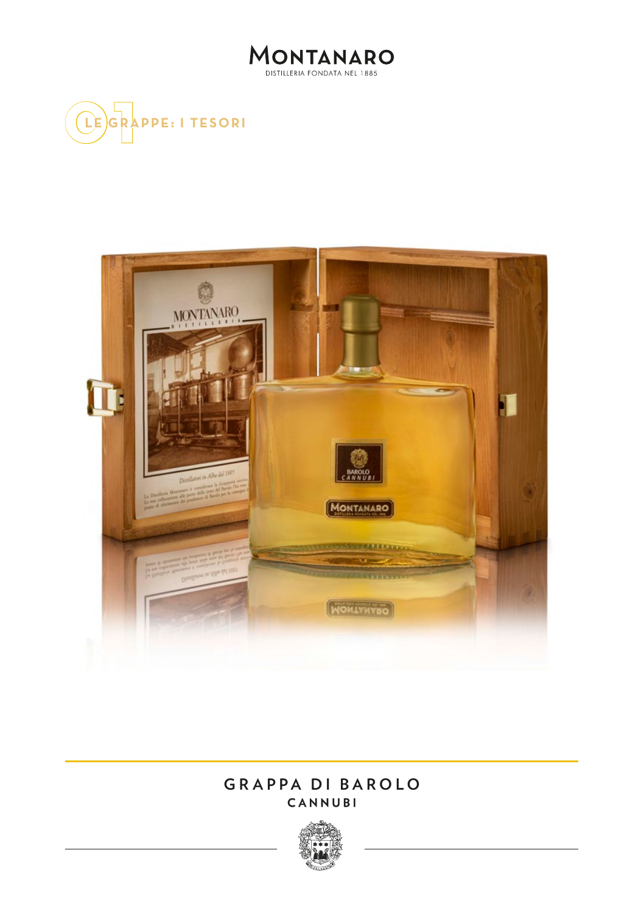# MONTANARO

DISTILLERIA FONDATA NEL 1885

## 01 LE GRAPPE: I TESORI

# GRAPPA DI BAROLO

## CANNUBI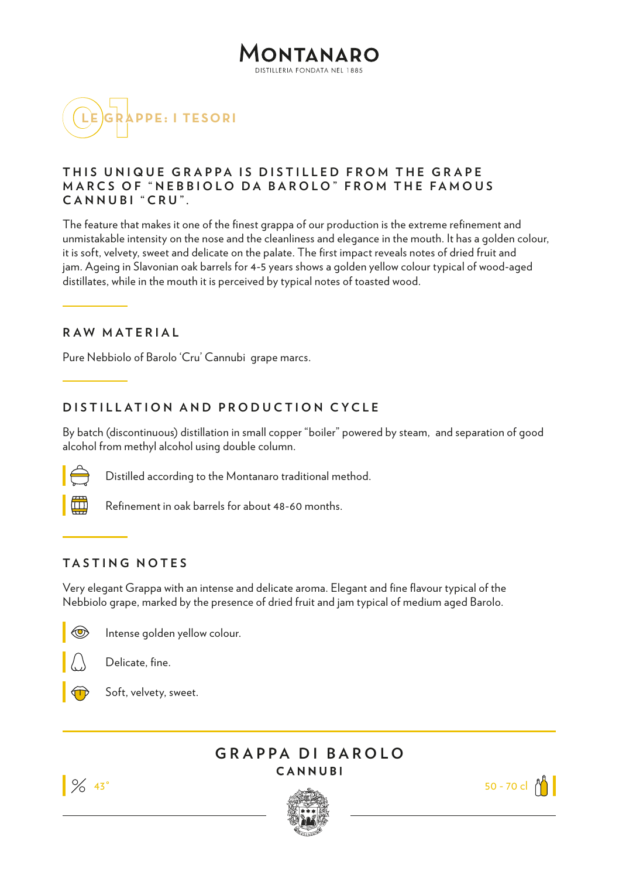# MONTANARO

DISTILLERIA FONDATA NEL 1885

## 01 LE GRAPPE: I TESORI

### THIS UNIQUE GRAPPA IS DISTILLED FROM THE GRAPE MARCS OF "NEBBIOLO DA BAROLO" FROM THE FAMOUS CANNUBI "CRU".

The feature that makes it one of the finest grappa of our production is the extreme refinement and unmistakable intensity on the nose and the cleanliness and elegance in the mouth. It has a golden colour, it is soft, velvety, sweet and delicate on the palate. The first impact reveals notes of dried fruit and jam. Ageing in Slavonian oak barrels for 4-5 years shows a golden yellow colour typical of wood-aged distillates, while in the mouth it is perceived by typical notes of toasted wood.

### RAW MATERIAL

Pure Nebbiolo of Barolo 'Cru' Cannubi grape marcs.

### DISTILLATION AND PRODUCTION CYCLE

By batch (discontinuous) distillation in small copper "boiler" powered by steam, and separation of good alcohol from methyl alcohol using double column.

- Distilled according to the Montanaro traditional method.
- Refinement in oak barrels for about 48-60 months.

### TASTING NOTES

Very elegant Grappa with an intense and delicate aroma. Elegant and fine flavour typical of the Nebbiolo grape, marked by the presence of dried fruit and jam typical of medium aged Barolo.

- Intense golden yellow colour.
- Delicate, fine.
- Soft, velvety, sweet.

## GRAPPA DI BAROLO

**CANNUBI**

% 43°

50 - 70 cl